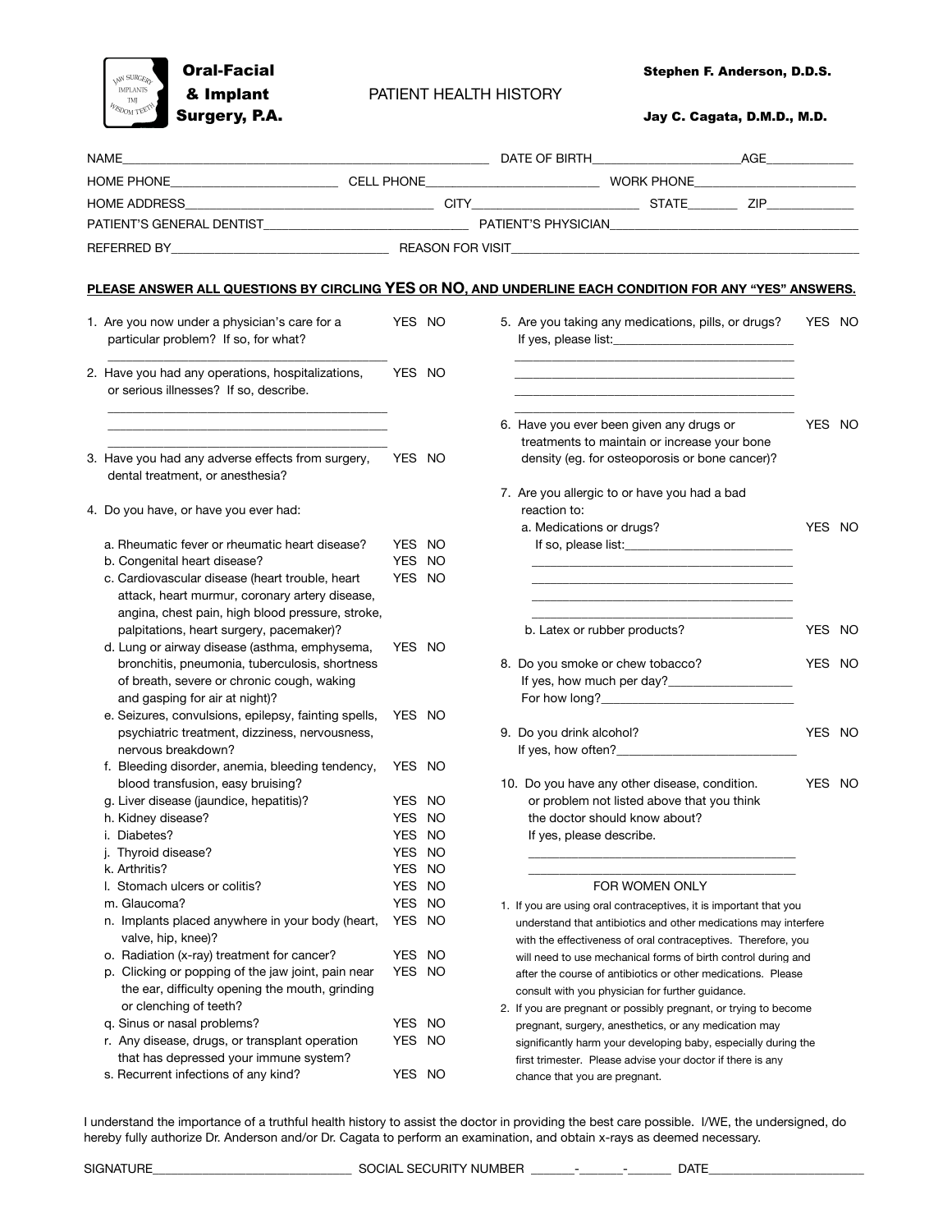**Oral-Facial & Implant Surgery, P.A.**

JAW SURGERY · IMPLANTS · TMJ · WISDOM TEETH

# PATIENT HEALTH HISTORY

**Stephen F. Anderson, D.D.S.**

**Jay C. Cagata, D.M.D., M.D.**

NAME________________________________________ DATE OF BIRTH____________________ AGE____________

HOME PHONE______________________ CELL PHONE______________________ WORK PHONE______________________

HOME ADDRESS__________________________________ CITY______________________ STATE_______ ZIP____________

PATIENT'S GENERAL DENTIST____________________________ PATIENT'S PHYSICIAN________________________________

REFERRED BY______________________________ REASON FOR VISIT________________________________________

**PLEASE ANSWER ALL QUESTIONS BY CIRCLING YES OR NO, AND UNDERLINE EACH CONDITION FOR ANY "YES" ANSWERS.**

1. Are you now under a physician's care for a particular problem? If so, for what? YES NO
   ________________________________________
2. Have you had any operations, hospitalizations, or serious illnesses? If so, describe. YES NO
   ________________________________________
   ________________________________________
   ________________________________________
3. Have you had any adverse effects from surgery, dental treatment, or anesthesia? YES NO
4. Do you have, or have you ever had:
   - a. Rheumatic fever or rheumatic heart disease? YES NO
   - b. Congenital heart disease? YES NO
   - c. Cardiovascular disease (heart trouble, heart attack, heart murmur, coronary artery disease, angina, chest pain, high blood pressure, stroke, palpitations, heart surgery, pacemaker)? YES NO
   - d. Lung or airway disease (asthma, emphysema, bronchitis, pneumonia, tuberculosis, shortness of breath, severe or chronic cough, waking and gasping for air at night)? YES NO
   - e. Seizures, convulsions, epilepsy, fainting spells, psychiatric treatment, dizziness, nervousness, nervous breakdown? YES NO
   - f. Bleeding disorder, anemia, bleeding tendency, blood transfusion, easy bruising? YES NO
   - g. Liver disease (jaundice, hepatitis)? YES NO
   - h. Kidney disease? YES NO
   - i. Diabetes? YES NO
   - j. Thyroid disease? YES NO
   - k. Arthritis? YES NO
   - l. Stomach ulcers or colitis? YES NO
   - m. Glaucoma? YES NO
   - n. Implants placed anywhere in your body (heart, valve, hip, knee)? YES NO
   - o. Radiation (x-ray) treatment for cancer? YES NO
   - p. Clicking or popping of the jaw joint, pain near the ear, difficulty opening the mouth, grinding or clenching of teeth? YES NO
   - q. Sinus or nasal problems? YES NO
   - r. Any disease, drugs, or transplant operation that has depressed your immune system? YES NO
   - s. Recurrent infections of any kind? YES NO
5. Are you taking any medications, pills, or drugs? YES NO
   If yes, please list:____________________________
   ________________________________________
   ________________________________________
   ________________________________________
   ________________________________________
6. Have you ever been given any drugs or treatments to maintain or increase your bone density (eg. for osteoporosis or bone cancer)? YES NO
7. Are you allergic to or have you had a bad reaction to:
   - a. Medications or drugs? YES NO
     If so, please list:__________________________
     ________________________________________
     ________________________________________
     ________________________________________
     ________________________________________
   - b. Latex or rubber products? YES NO
8. Do you smoke or chew tobacco? YES NO
   If yes, how much per day?__________________
   For how long?____________________________
9. Do you drink alcohol? YES NO
   If yes, how often?__________________________
10. Do you have any other disease, condition. or problem not listed above that you think the doctor should know about? YES NO
    If yes, please describe.
    ________________________________________
    ________________________________________

### FOR WOMEN ONLY

1. If you are using oral contraceptives, it is important that you understand that antibiotics and other medications may interfere with the effectiveness of oral contraceptives. Therefore, you will need to use mechanical forms of birth control during and after the course of antibiotics or other medications. Please consult with you physician for further guidance.
2. If you are pregnant or possibly pregnant, or trying to become pregnant, surgery, anesthetics, or any medication may significantly harm your developing baby, especially during the first trimester. Please advise your doctor if there is any chance that you are pregnant.

I understand the importance of a truthful health history to assist the doctor in providing the best care possible. I/WE, the undersigned, do hereby fully authorize Dr. Anderson and/or Dr. Cagata to perform an examination, and obtain x-rays as deemed necessary.

SIGNATURE____________________________ SOCIAL SECURITY NUMBER ______-______-______ DATE______________________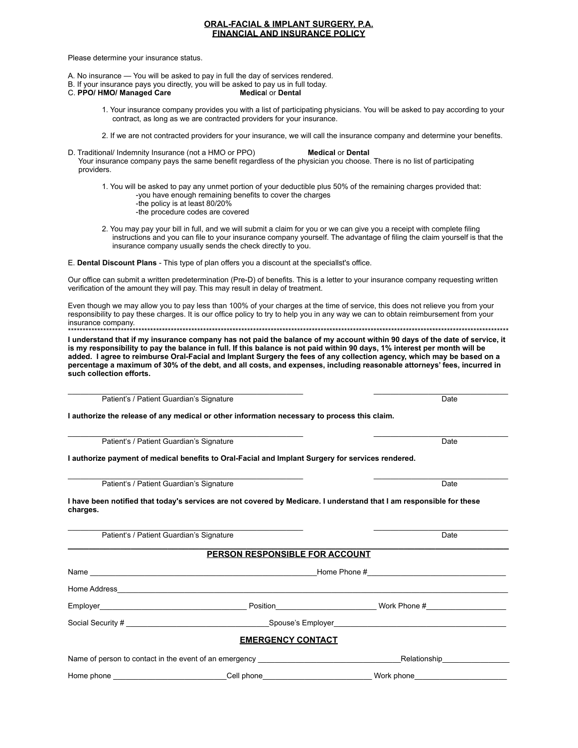# ORAL-FACIAL & IMPLANT SURGERY, P.A.
## FINANCIAL AND INSURANCE POLICY

Please determine your insurance status.

A. No insurance — You will be asked to pay in full the day of services rendered.
B. If your insurance pays you directly, you will be asked to pay us in full today.
C. **PPO/ HMO/ Managed Care** **Medica**l or **Dental**

1. Your insurance company provides you with a list of participating physicians. You will be asked to pay according to your contract, as long as we are contracted providers for your insurance.

2. If we are not contracted providers for your insurance, we will call the insurance company and determine your benefits.

D. Traditional/ Indemnity Insurance (not a HMO or PPO) **Medical** or **Dental**
Your insurance company pays the same benefit regardless of the physician you choose. There is no list of participating providers.

1. You will be asked to pay any unmet portion of your deductible plus 50% of the remaining charges provided that:
   - -you have enough remaining benefits to cover the charges
   - -the policy is at least 80/20%
   - -the procedure codes are covered

2. You may pay your bill in full, and we will submit a claim for you or we can give you a receipt with complete filing instructions and you can file to your insurance company yourself. The advantage of filing the claim yourself is that the insurance company usually sends the check directly to you.

E. **Dental Discount Plans** - This type of plan offers you a discount at the speciallst's office.

Our office can submit a written predetermination (Pre-D) of benefits. This is a letter to your insurance company requesting written verification of the amount they will pay. This may result in delay of treatment.

Even though we may allow you to pay less than 100% of your charges at the time of service, this does not relieve you from your responsibility to pay these charges. It is our office policy to try to help you in any way we can to obtain reimbursement from your insurance company.

***************************************************************************************************************************************************

**I understand that if my insurance company has not paid the balance of my account within 90 days of the date of service, it is my responsibility to pay the balance in full. If this balance is not paid within 90 days, 1% interest per month will be added. I agree to reimburse Oral-Facial and Implant Surgery the fees of any collection agency, which may be based on a percentage a maximum of 30% of the debt, and all costs, and expenses, including reasonable attorneys' fees, incurred in such collection efforts.**

_______________________________________________ ____________________________
Patient's / Patient Guardian's Signature Date

**I authorize the release of any medical or other information necessary to process this claim.**

_______________________________________________ ____________________________
Patient's / Patient Guardian's Signature Date

**I authorize payment of medical benefits to Oral-Facial and Implant Surgery for services rendered.**

_______________________________________________ ____________________________
Patient's / Patient Guardian's Signature Date

**I have been notified that today's services are not covered by Medicare. I understand that I am responsible for these charges.**

_______________________________________________ ____________________________
Patient's / Patient Guardian's Signature Date

## PERSON RESPONSIBLE FOR ACCOUNT

Name ______________________________________________ Home Phone #______________________________

Home Address_____________________________________________________________________________

Employer________________________________ Position_____________________ Work Phone #__________________

Social Security # ______________________________ Spouse's Employer_______________________________________

## EMERGENCY CONTACT

Name of person to contact in the event of an emergency _______________________________ Relationship_______________

Home phone _________________________ Cell phone_______________________ Work phone_____________________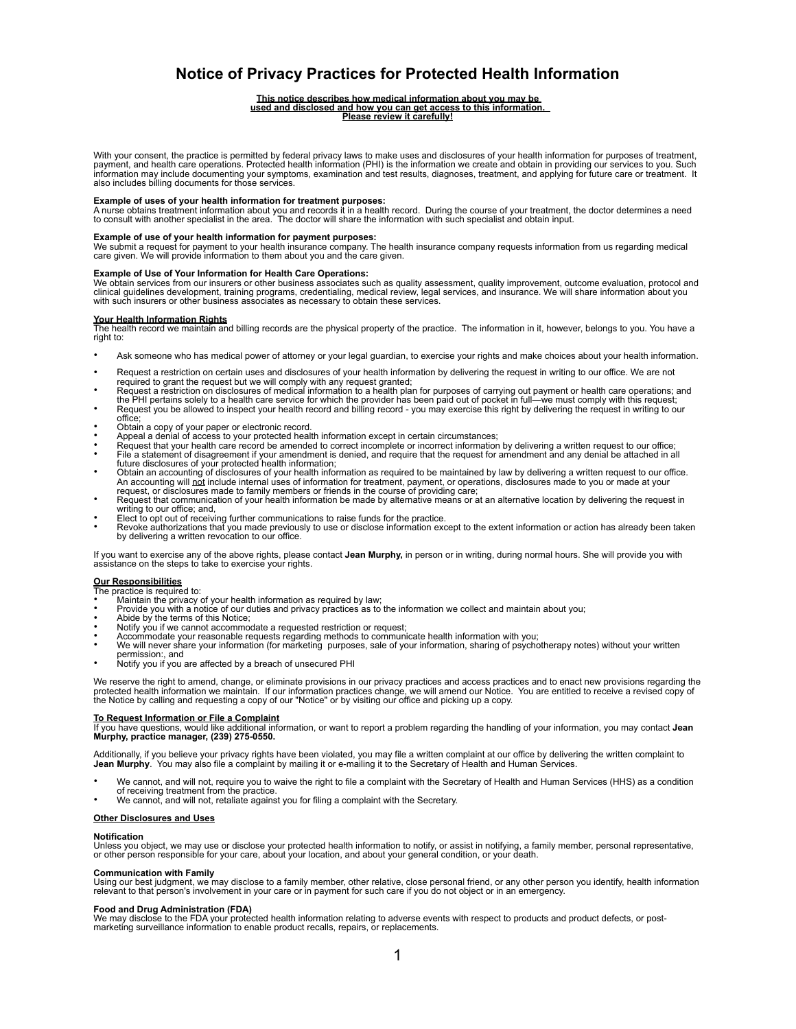# Notice of Privacy Practices for Protected Health Information

**This notice describes how medical information about you may be used and disclosed and how you can get access to this information. Please review it carefully!**

With your consent, the practice is permitted by federal privacy laws to make uses and disclosures of your health information for purposes of treatment, payment, and health care operations. Protected health information (PHI) is the information we create and obtain in providing our services to you. Such information may include documenting your symptoms, examination and test results, diagnoses, treatment, and applying for future care or treatment. It also includes billing documents for those services.

**Example of uses of your health information for treatment purposes:**
A nurse obtains treatment information about you and records it in a health record. During the course of your treatment, the doctor determines a need to consult with another specialist in the area. The doctor will share the information with such specialist and obtain input.

**Example of use of your health information for payment purposes:**
We submit a request for payment to your health insurance company. The health insurance company requests information from us regarding medical care given. We will provide information to them about you and the care given.

**Example of Use of Your Information for Health Care Operations:**
We obtain services from our insurers or other business associates such as quality assessment, quality improvement, outcome evaluation, protocol and clinical guidelines development, training programs, credentialing, medical review, legal services, and insurance. We will share information about you with such insurers or other business associates as necessary to obtain these services.

**Your Health Information Rights**
The health record we maintain and billing records are the physical property of the practice. The information in it, however, belongs to you. You have a right to:

- Ask someone who has medical power of attorney or your legal guardian, to exercise your rights and make choices about your health information.
- Request a restriction on certain uses and disclosures of your health information by delivering the request in writing to our office. We are not required to grant the request but we will comply with any request granted;
- Request a restriction on disclosures of medical information to a health plan for purposes of carrying out payment or health care operations; and the PHI pertains solely to a health care service for which the provider has been paid out of pocket in full—we must comply with this request;
- Request you be allowed to inspect your health record and billing record - you may exercise this right by delivering the request in writing to our office;
- Obtain a copy of your paper or electronic record.
- Appeal a denial of access to your protected health information except in certain circumstances;
- Request that your health care record be amended to correct incomplete or incorrect information by delivering a written request to our office;
- File a statement of disagreement if your amendment is denied, and require that the request for amendment and any denial be attached in all future disclosures of your protected health information;
- Obtain an accounting of disclosures of your health information as required to be maintained by law by delivering a written request to our office. An accounting will not include internal uses of information for treatment, payment, or operations, disclosures made to you or made at your request, or disclosures made to family members or friends in the course of providing care;
- Request that communication of your health information be made by alternative means or at an alternative location by delivering the request in writing to our office; and,
- Elect to opt out of receiving further communications to raise funds for the practice.
- Revoke authorizations that you made previously to use or disclose information except to the extent information or action has already been taken by delivering a written revocation to our office.

If you want to exercise any of the above rights, please contact **Jean Murphy,** in person or in writing, during normal hours. She will provide you with assistance on the steps to take to exercise your rights.

**Our Responsibilities**
The practice is required to:

- Maintain the privacy of your health information as required by law;
- Provide you with a notice of our duties and privacy practices as to the information we collect and maintain about you;
- Abide by the terms of this Notice;
- Notify you if we cannot accommodate a requested restriction or request;
- Accommodate your reasonable requests regarding methods to communicate health information with you;
- We will never share your information (for marketing purposes, sale of your information, sharing of psychotherapy notes) without your written permission:, and
- Notify you if you are affected by a breach of unsecured PHI

We reserve the right to amend, change, or eliminate provisions in our privacy practices and access practices and to enact new provisions regarding the protected health information we maintain. If our information practices change, we will amend our Notice. You are entitled to receive a revised copy of the Notice by calling and requesting a copy of our "Notice" or by visiting our office and picking up a copy.

**To Request Information or File a Complaint**
If you have questions, would like additional information, or want to report a problem regarding the handling of your information, you may contact **Jean Murphy, practice manager, (239) 275-0550.**

Additionally, if you believe your privacy rights have been violated, you may file a written complaint at our office by delivering the written complaint to **Jean Murphy**. You may also file a complaint by mailing it or e-mailing it to the Secretary of Health and Human Services.

- We cannot, and will not, require you to waive the right to file a complaint with the Secretary of Health and Human Services (HHS) as a condition of receiving treatment from the practice.
- We cannot, and will not, retaliate against you for filing a complaint with the Secretary.

**Other Disclosures and Uses**

**Notification**
Unless you object, we may use or disclose your protected health information to notify, or assist in notifying, a family member, personal representative, or other person responsible for your care, about your location, and about your general condition, or your death.

**Communication with Family**
Using our best judgment, we may disclose to a family member, other relative, close personal friend, or any other person you identify, health information relevant to that person's involvement in your care or in payment for such care if you do not object or in an emergency.

**Food and Drug Administration (FDA)**
We may disclose to the FDA your protected health information relating to adverse events with respect to products and product defects, or post-marketing surveillance information to enable product recalls, repairs, or replacements.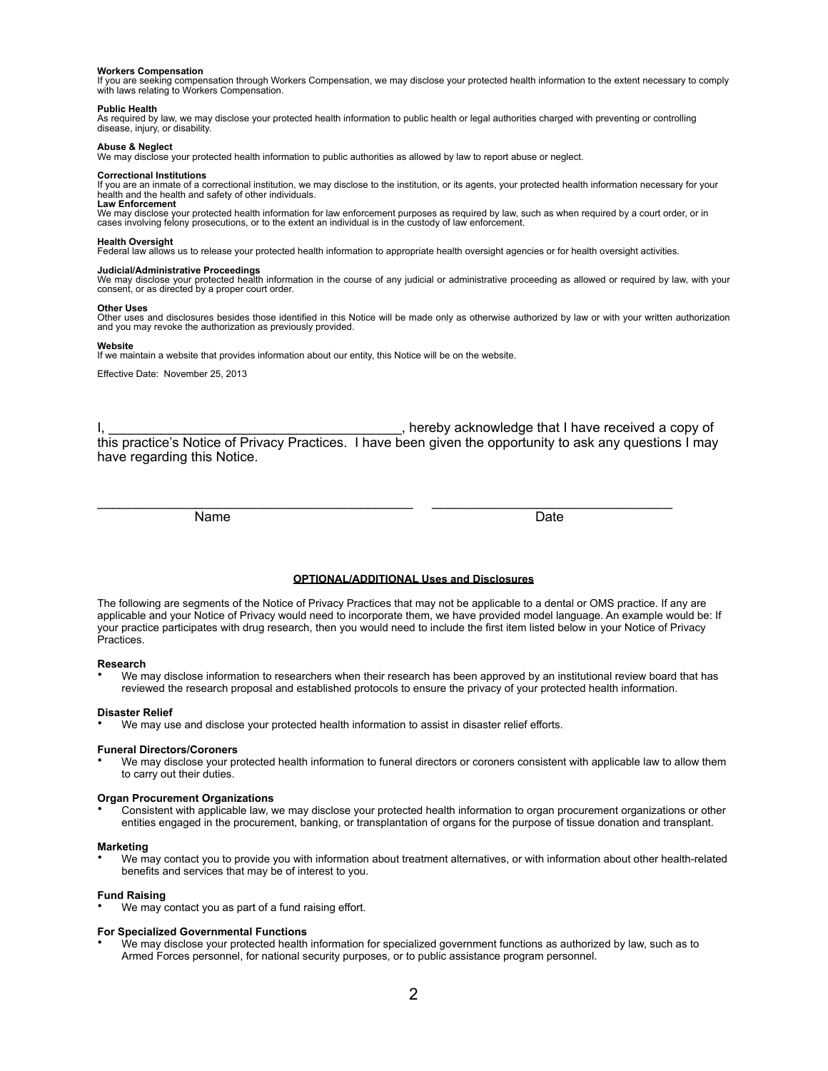**Workers Compensation**
If you are seeking compensation through Workers Compensation, we may disclose your protected health information to the extent necessary to comply with laws relating to Workers Compensation.

**Public Health**
As required by law, we may disclose your protected health information to public health or legal authorities charged with preventing or controlling disease, injury, or disability.

**Abuse & Neglect**
We may disclose your protected health information to public authorities as allowed by law to report abuse or neglect.

**Correctional Institutions**
If you are an inmate of a correctional institution, we may disclose to the institution, or its agents, your protected health information necessary for your health and the health and safety of other individuals.

**Law Enforcement**
We may disclose your protected health information for law enforcement purposes as required by law, such as when required by a court order, or in cases involving felony prosecutions, or to the extent an individual is in the custody of law enforcement.

**Health Oversight**
Federal law allows us to release your protected health information to appropriate health oversight agencies or for health oversight activities.

**Judicial/Administrative Proceedings**
We may disclose your protected health information in the course of any judicial or administrative proceeding as allowed or required by law, with your consent, or as directed by a proper court order.

**Other Uses**
Other uses and disclosures besides those identified in this Notice will be made only as otherwise authorized by law or with your written authorization and you may revoke the authorization as previously provided.

**Website**
If we maintain a website that provides information about our entity, this Notice will be on the website.

Effective Date: November 25, 2013

I, ________________________________________, hereby acknowledge that I have received a copy of this practice's Notice of Privacy Practices. I have been given the opportunity to ask any questions I may have regarding this Notice.

_____________________________________________ _________________________________

Name Date

**OPTIONAL/ADDITIONAL Uses and Disclosures**

The following are segments of the Notice of Privacy Practices that may not be applicable to a dental or OMS practice. If any are applicable and your Notice of Privacy would need to incorporate them, we have provided model language. An example would be: If your practice participates with drug research, then you would need to include the first item listed below in your Notice of Privacy Practices.

**Research**
- We may disclose information to researchers when their research has been approved by an institutional review board that has reviewed the research proposal and established protocols to ensure the privacy of your protected health information.

**Disaster Relief**
- We may use and disclose your protected health information to assist in disaster relief efforts.

**Funeral Directors/Coroners**
- We may disclose your protected health information to funeral directors or coroners consistent with applicable law to allow them to carry out their duties.

**Organ Procurement Organizations**
- Consistent with applicable law, we may disclose your protected health information to organ procurement organizations or other entities engaged in the procurement, banking, or transplantation of organs for the purpose of tissue donation and transplant.

**Marketing**
- We may contact you to provide you with information about treatment alternatives, or with information about other health-related benefits and services that may be of interest to you.

**Fund Raising**
- We may contact you as part of a fund raising effort.

**For Specialized Governmental Functions**
- We may disclose your protected health information for specialized government functions as authorized by law, such as to Armed Forces personnel, for national security purposes, or to public assistance program personnel.